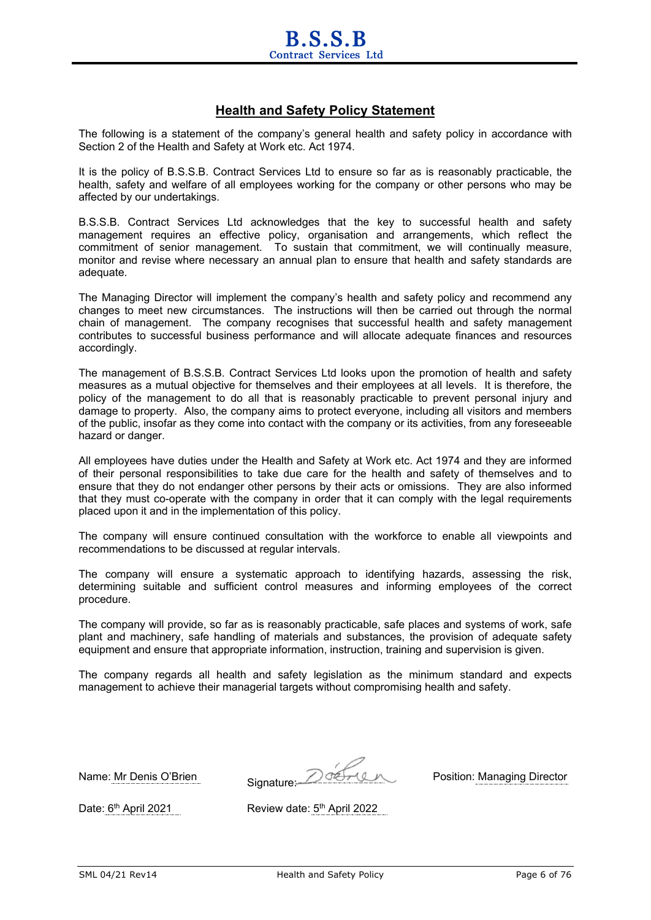# B.S.S.B
Contract Services Ltd

## Health and Safety Policy Statement

The following is a statement of the company's general health and safety policy in accordance with Section 2 of the Health and Safety at Work etc. Act 1974.

It is the policy of B.S.S.B. Contract Services Ltd to ensure so far as is reasonably practicable, the health, safety and welfare of all employees working for the company or other persons who may be affected by our undertakings.

B.S.S.B. Contract Services Ltd acknowledges that the key to successful health and safety management requires an effective policy, organisation and arrangements, which reflect the commitment of senior management. To sustain that commitment, we will continually measure, monitor and revise where necessary an annual plan to ensure that health and safety standards are adequate.

The Managing Director will implement the company's health and safety policy and recommend any changes to meet new circumstances. The instructions will then be carried out through the normal chain of management. The company recognises that successful health and safety management contributes to successful business performance and will allocate adequate finances and resources accordingly.

The management of B.S.S.B. Contract Services Ltd looks upon the promotion of health and safety measures as a mutual objective for themselves and their employees at all levels. It is therefore, the policy of the management to do all that is reasonably practicable to prevent personal injury and damage to property. Also, the company aims to protect everyone, including all visitors and members of the public, insofar as they come into contact with the company or its activities, from any foreseeable hazard or danger.

All employees have duties under the Health and Safety at Work etc. Act 1974 and they are informed of their personal responsibilities to take due care for the health and safety of themselves and to ensure that they do not endanger other persons by their acts or omissions. They are also informed that they must co-operate with the company in order that it can comply with the legal requirements placed upon it and in the implementation of this policy.

The company will ensure continued consultation with the workforce to enable all viewpoints and recommendations to be discussed at regular intervals.

The company will ensure a systematic approach to identifying hazards, assessing the risk, determining suitable and sufficient control measures and informing employees of the correct procedure.

The company will provide, so far as is reasonably practicable, safe places and systems of work, safe plant and machinery, safe handling of materials and substances, the provision of adequate safety equipment and ensure that appropriate information, instruction, training and supervision is given.

The company regards all health and safety legislation as the minimum standard and expects management to achieve their managerial targets without compromising health and safety.

Name: Mr Denis O'Brien    Signature: D O'Brien    Position: Managing Director

Date: 6th April 2021    Review date: 5th April 2022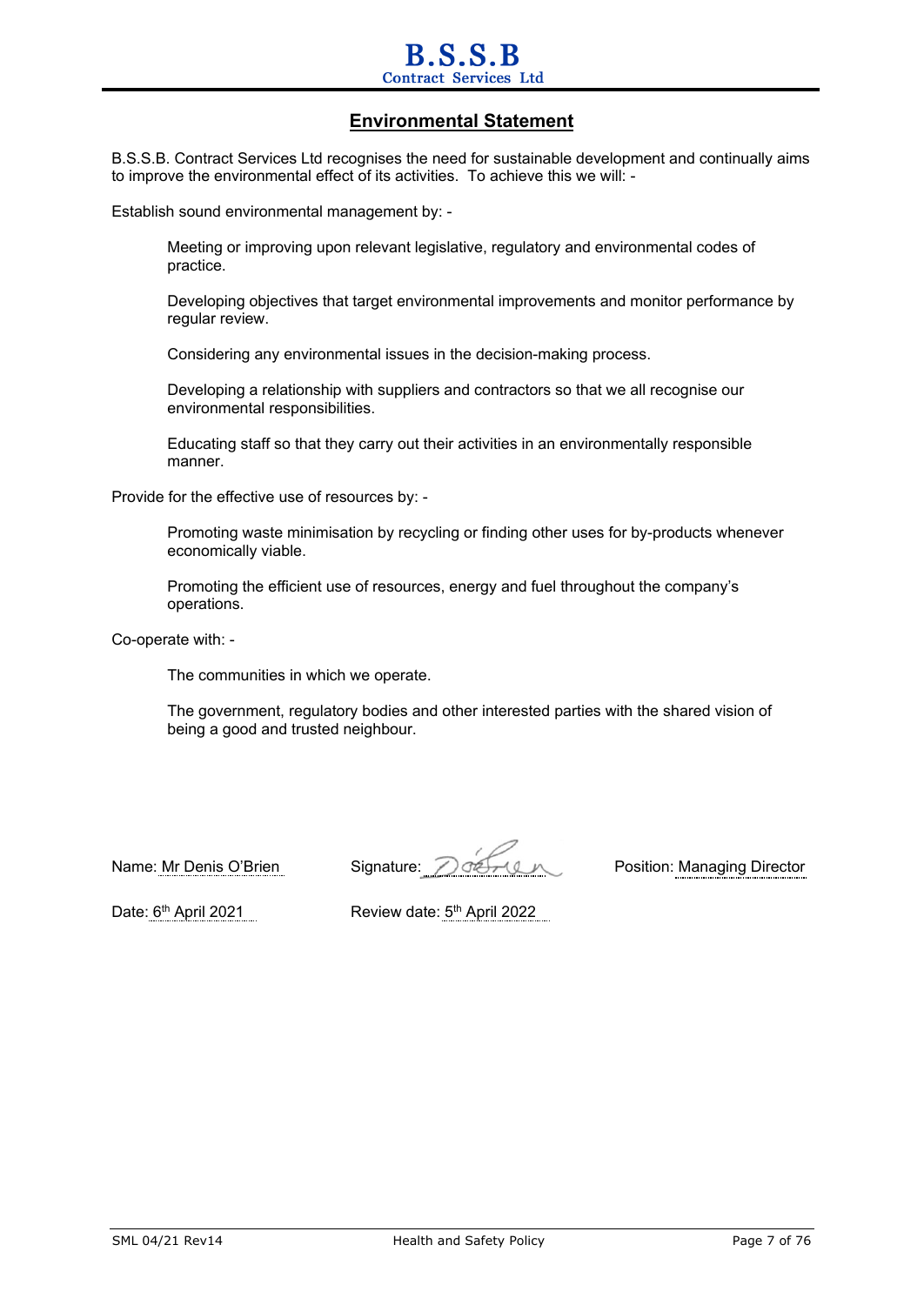## Environmental Statement

B.S.S.B. Contract Services Ltd recognises the need for sustainable development and continually aims to improve the environmental effect of its activities. To achieve this we will: -

Establish sound environmental management by: -

> Meeting or improving upon relevant legislative, regulatory and environmental codes of practice.
>
> Developing objectives that target environmental improvements and monitor performance by regular review.
>
> Considering any environmental issues in the decision-making process.
>
> Developing a relationship with suppliers and contractors so that we all recognise our environmental responsibilities.
>
> Educating staff so that they carry out their activities in an environmentally responsible manner.

Provide for the effective use of resources by: -

> Promoting waste minimisation by recycling or finding other uses for by-products whenever economically viable.
>
> Promoting the efficient use of resources, energy and fuel throughout the company's operations.

Co-operate with: -

> The communities in which we operate.
>
> The government, regulatory bodies and other interested parties with the shared vision of being a good and trusted neighbour.

Name: Mr Denis O'Brien Signature: Position: Managing Director

Date: 6th April 2021 Review date: 5th April 2022